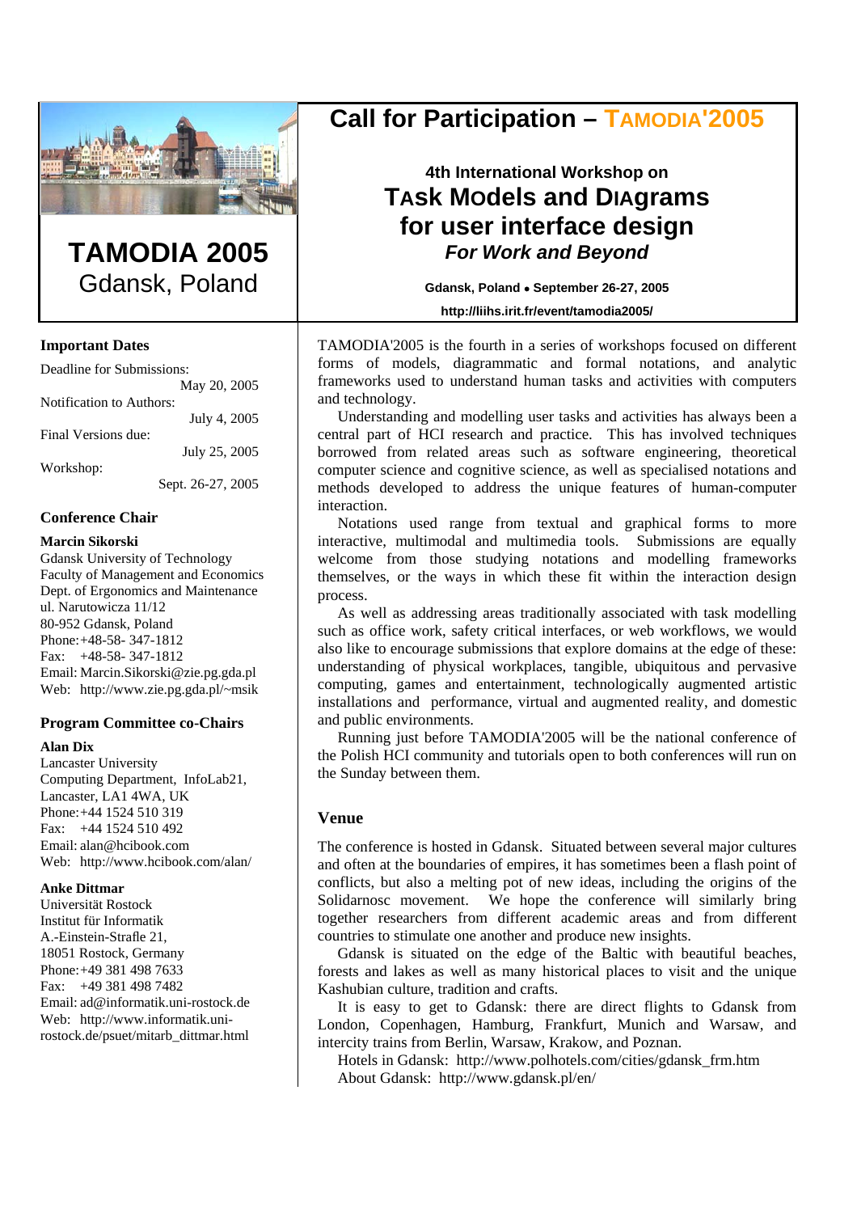# TAMODIA 2005
Gdansk, Poland

# Call for Participation – TAMODIA'2005

## 4th International Workshop on TAsk MOdels and DIAgrams for user interface design

***For Work and Beyond***

**Gdansk, Poland • September 26-27, 2005**

**http://liihs.irit.fr/event/tamodia2005/**

### Important Dates

Deadline for Submissions: May 20, 2005

Notification to Authors: July 4, 2005

Final Versions due: July 25, 2005

Workshop: Sept. 26-27, 2005

### Conference Chair

**Marcin Sikorski**
Gdansk University of Technology
Faculty of Management and Economics
Dept. of Ergonomics and Maintenance
ul. Narutowicza 11/12
80-952 Gdansk, Poland
Phone: +48-58- 347-1812
Fax: +48-58- 347-1812
Email: Marcin.Sikorski@zie.pg.gda.pl
Web: http://www.zie.pg.gda.pl/~msik

### Program Committee co-Chairs

**Alan Dix**
Lancaster University
Computing Department, InfoLab21,
Lancaster, LA1 4WA, UK
Phone: +44 1524 510 319
Fax: +44 1524 510 492
Email: alan@hcibook.com
Web: http://www.hcibook.com/alan/

**Anke Dittmar**
Universität Rostock
Institut für Informatik
A.-Einstein-Straße 21,
18051 Rostock, Germany
Phone: +49 381 498 7633
Fax: +49 381 498 7482
Email: ad@informatik.uni-rostock.de
Web: http://www.informatik.uni-rostock.de/psuet/mitarb_dittmar.html

TAMODIA'2005 is the fourth in a series of workshops focused on different forms of models, diagrammatic and formal notations, and analytic frameworks used to understand human tasks and activities with computers and technology.

Understanding and modelling user tasks and activities has always been a central part of HCI research and practice. This has involved techniques borrowed from related areas such as software engineering, theoretical computer science and cognitive science, as well as specialised notations and methods developed to address the unique features of human-computer interaction.

Notations used range from textual and graphical forms to more interactive, multimodal and multimedia tools. Submissions are equally welcome from those studying notations and modelling frameworks themselves, or the ways in which these fit within the interaction design process.

As well as addressing areas traditionally associated with task modelling such as office work, safety critical interfaces, or web workflows, we would also like to encourage submissions that explore domains at the edge of these: understanding of physical workplaces, tangible, ubiquitous and pervasive computing, games and entertainment, technologically augmented artistic installations and performance, virtual and augmented reality, and domestic and public environments.

Running just before TAMODIA'2005 will be the national conference of the Polish HCI community and tutorials open to both conferences will run on the Sunday between them.

### Venue

The conference is hosted in Gdansk. Situated between several major cultures and often at the boundaries of empires, it has sometimes been a flash point of conflicts, but also a melting pot of new ideas, including the origins of the Solidarnosc movement. We hope the conference will similarly bring together researchers from different academic areas and from different countries to stimulate one another and produce new insights.

Gdansk is situated on the edge of the Baltic with beautiful beaches, forests and lakes as well as many historical places to visit and the unique Kashubian culture, tradition and crafts.

It is easy to get to Gdansk: there are direct flights to Gdansk from London, Copenhagen, Hamburg, Frankfurt, Munich and Warsaw, and intercity trains from Berlin, Warsaw, Krakow, and Poznan.

Hotels in Gdansk: http://www.polhotels.com/cities/gdansk_frm.htm
About Gdansk: http://www.gdansk.pl/en/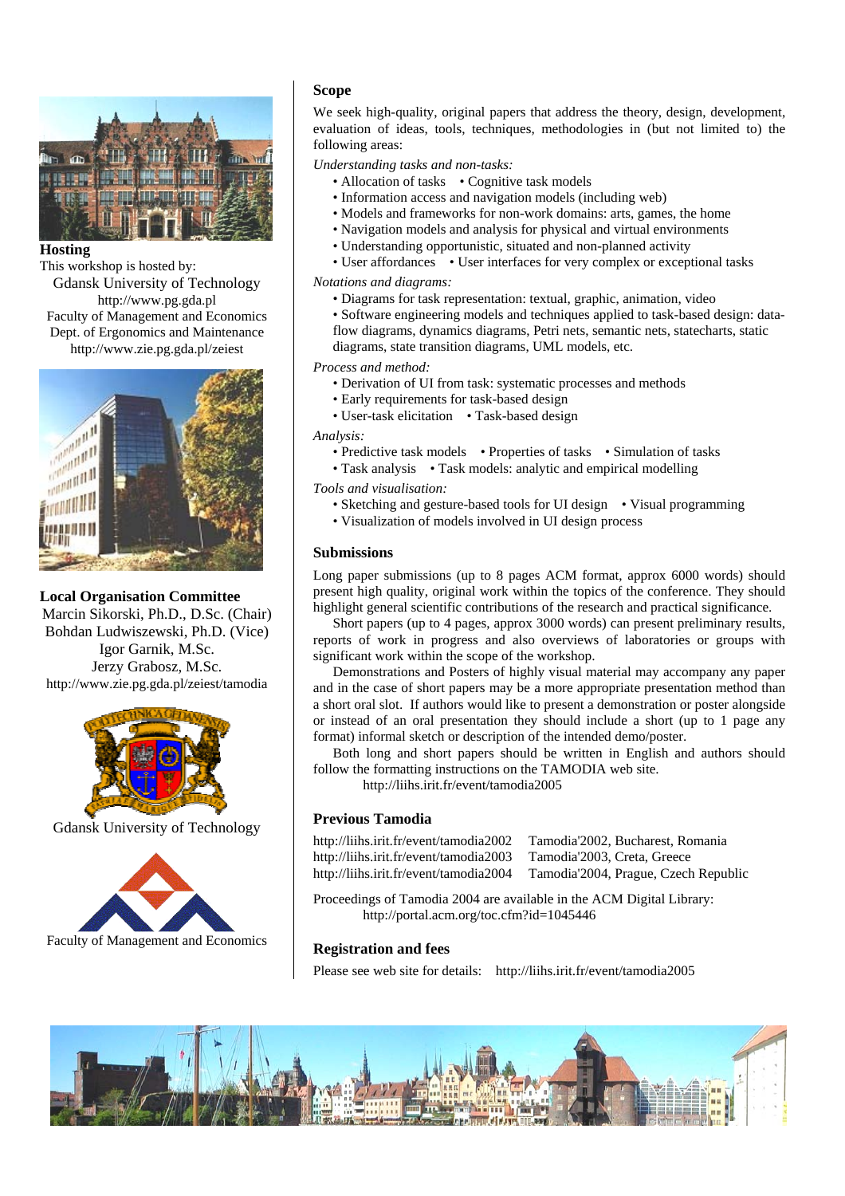## Hosting

This workshop is hosted by:

Gdansk University of Technology
http://www.pg.gda.pl
Faculty of Management and Economics
Dept. of Ergonomics and Maintenance
http://www.zie.pg.gda.pl/zeiest

## Local Organisation Committee

Marcin Sikorski, Ph.D., D.Sc. (Chair)
Bohdan Ludwiszewski, Ph.D. (Vice)
Igor Garnik, M.Sc.
Jerzy Grabosz, M.Sc.
http://www.zie.pg.gda.pl/zeiest/tamodia

Gdansk University of Technology

Faculty of Management and Economics

## Scope

We seek high-quality, original papers that address the theory, design, development, evaluation of ideas, tools, techniques, methodologies in (but not limited to) the following areas:

*Understanding tasks and non-tasks:*

- Allocation of tasks
- Cognitive task models
- Information access and navigation models (including web)
- Models and frameworks for non-work domains: arts, games, the home
- Navigation models and analysis for physical and virtual environments
- Understanding opportunistic, situated and non-planned activity
- User affordances
- User interfaces for very complex or exceptional tasks

*Notations and diagrams:*

- Diagrams for task representation: textual, graphic, animation, video
- Software engineering models and techniques applied to task-based design: data-flow diagrams, dynamics diagrams, Petri nets, semantic nets, statecharts, static diagrams, state transition diagrams, UML models, etc.

*Process and method:*

- Derivation of UI from task: systematic processes and methods
- Early requirements for task-based design
- User-task elicitation
- Task-based design

*Analysis:*

- Predictive task models
- Properties of tasks
- Simulation of tasks
- Task analysis
- Task models: analytic and empirical modelling

*Tools and visualisation:*

- Sketching and gesture-based tools for UI design
- Visual programming
- Visualization of models involved in UI design process

## Submissions

Long paper submissions (up to 8 pages ACM format, approx 6000 words) should present high quality, original work within the topics of the conference. They should highlight general scientific contributions of the research and practical significance.

Short papers (up to 4 pages, approx 3000 words) can present preliminary results, reports of work in progress and also overviews of laboratories or groups with significant work within the scope of the workshop.

Demonstrations and Posters of highly visual material may accompany any paper and in the case of short papers may be a more appropriate presentation method than a short oral slot. If authors would like to present a demonstration or poster alongside or instead of an oral presentation they should include a short (up to 1 page any format) informal sketch or description of the intended demo/poster.

Both long and short papers should be written in English and authors should follow the formatting instructions on the TAMODIA web site.

http://liihs.irit.fr/event/tamodia2005

## Previous Tamodia

| | |
|---|---|
| http://liihs.irit.fr/event/tamodia2002 | Tamodia'2002, Bucharest, Romania |
| http://liihs.irit.fr/event/tamodia2003 | Tamodia'2003, Creta, Greece |
| http://liihs.irit.fr/event/tamodia2004 | Tamodia'2004, Prague, Czech Republic |

Proceedings of Tamodia 2004 are available in the ACM Digital Library:
http://portal.acm.org/toc.cfm?id=1045446

## Registration and fees

Please see web site for details: http://liihs.irit.fr/event/tamodia2005